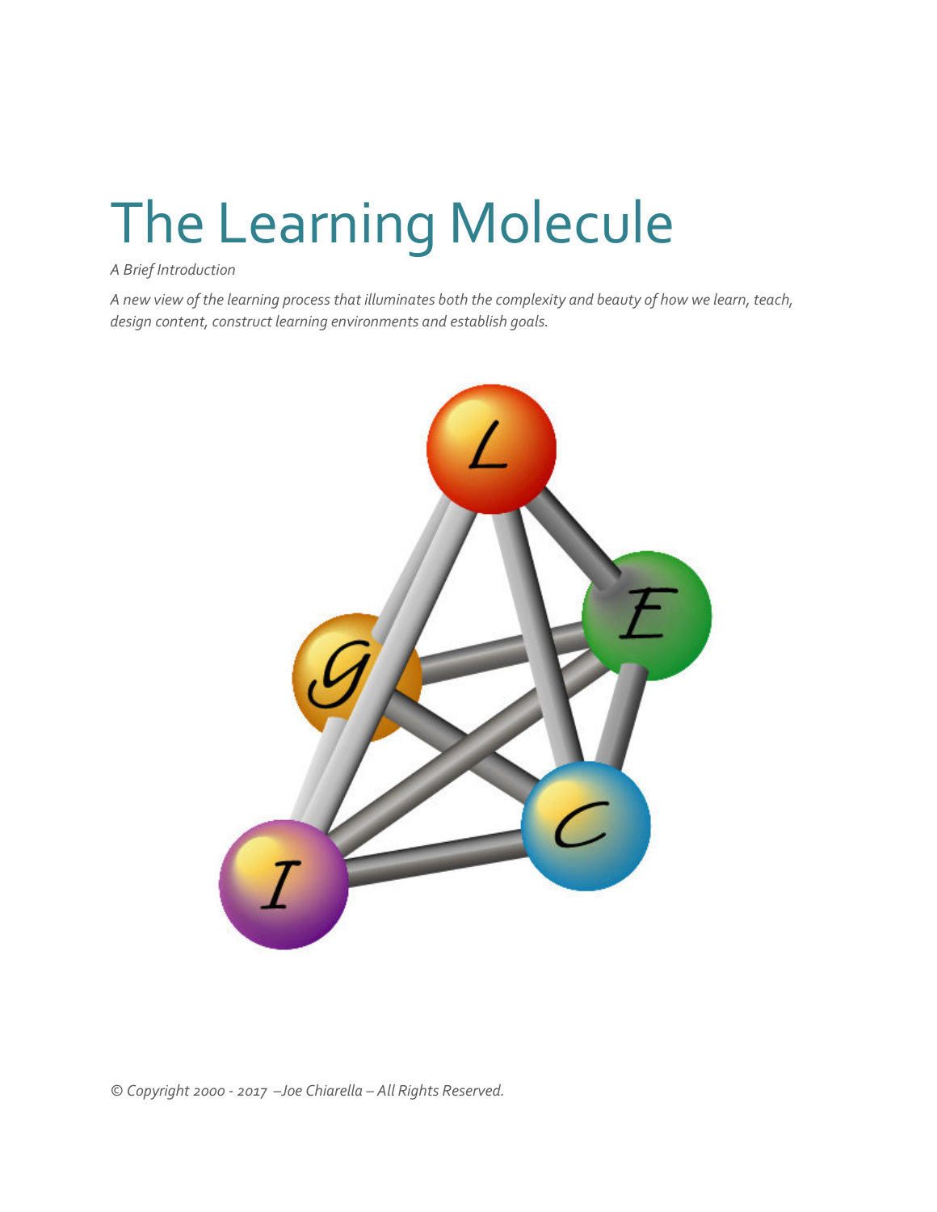# The Learning Molecule

*A Brief Introduction*

*A new view of the learning process that illuminates both the complexity and beauty of how we learn, teach, design content, construct learning environments and establish goals.*

*© Copyright 2000 - 2017 –Joe Chiarella – All Rights Reserved.*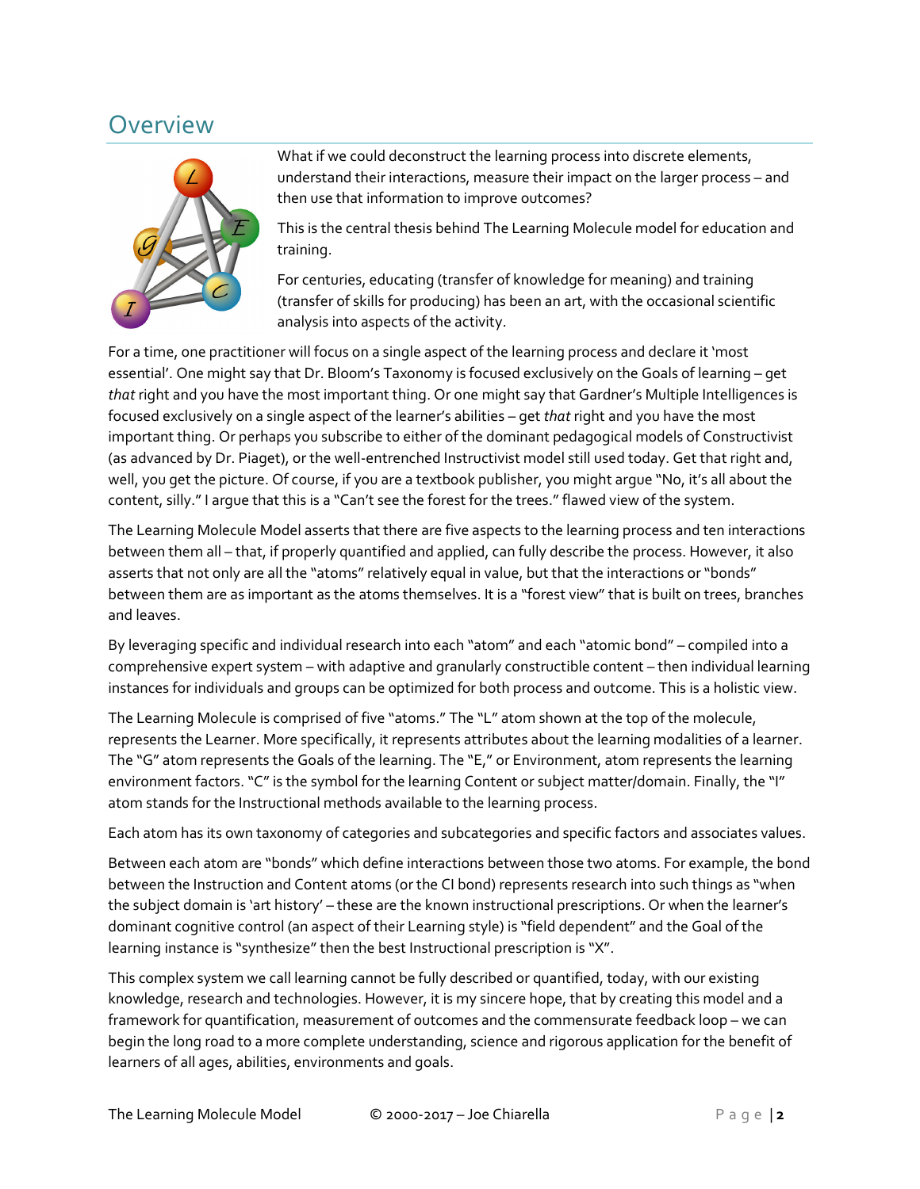## Overview

What if we could deconstruct the learning process into discrete elements, understand their interactions, measure their impact on the larger process – and then use that information to improve outcomes?

This is the central thesis behind The Learning Molecule model for education and training.

For centuries, educating (transfer of knowledge for meaning) and training (transfer of skills for producing) has been an art, with the occasional scientific analysis into aspects of the activity.

For a time, one practitioner will focus on a single aspect of the learning process and declare it 'most essential'. One might say that Dr. Bloom's Taxonomy is focused exclusively on the Goals of learning – get *that* right and you have the most important thing. Or one might say that Gardner's Multiple Intelligences is focused exclusively on a single aspect of the learner's abilities – get *that* right and you have the most important thing. Or perhaps you subscribe to either of the dominant pedagogical models of Constructivist (as advanced by Dr. Piaget), or the well-entrenched Instructivist model still used today. Get that right and, well, you get the picture. Of course, if you are a textbook publisher, you might argue "No, it's all about the content, silly." I argue that this is a "Can't see the forest for the trees." flawed view of the system.

The Learning Molecule Model asserts that there are five aspects to the learning process and ten interactions between them all – that, if properly quantified and applied, can fully describe the process. However, it also asserts that not only are all the "atoms" relatively equal in value, but that the interactions or "bonds" between them are as important as the atoms themselves. It is a "forest view" that is built on trees, branches and leaves.

By leveraging specific and individual research into each "atom" and each "atomic bond" – compiled into a comprehensive expert system – with adaptive and granularly constructible content – then individual learning instances for individuals and groups can be optimized for both process and outcome. This is a holistic view.

The Learning Molecule is comprised of five "atoms." The "L" atom shown at the top of the molecule, represents the Learner. More specifically, it represents attributes about the learning modalities of a learner. The "G" atom represents the Goals of the learning. The "E," or Environment, atom represents the learning environment factors. "C" is the symbol for the learning Content or subject matter/domain. Finally, the "I" atom stands for the Instructional methods available to the learning process.

Each atom has its own taxonomy of categories and subcategories and specific factors and associates values.

Between each atom are "bonds" which define interactions between those two atoms. For example, the bond between the Instruction and Content atoms (or the CI bond) represents research into such things as "when the subject domain is 'art history' – these are the known instructional prescriptions. Or when the learner's dominant cognitive control (an aspect of their Learning style) is "field dependent" and the Goal of the learning instance is "synthesize" then the best Instructional prescription is "X".

This complex system we call learning cannot be fully described or quantified, today, with our existing knowledge, research and technologies. However, it is my sincere hope, that by creating this model and a framework for quantification, measurement of outcomes and the commensurate feedback loop – we can begin the long road to a more complete understanding, science and rigorous application for the benefit of learners of all ages, abilities, environments and goals.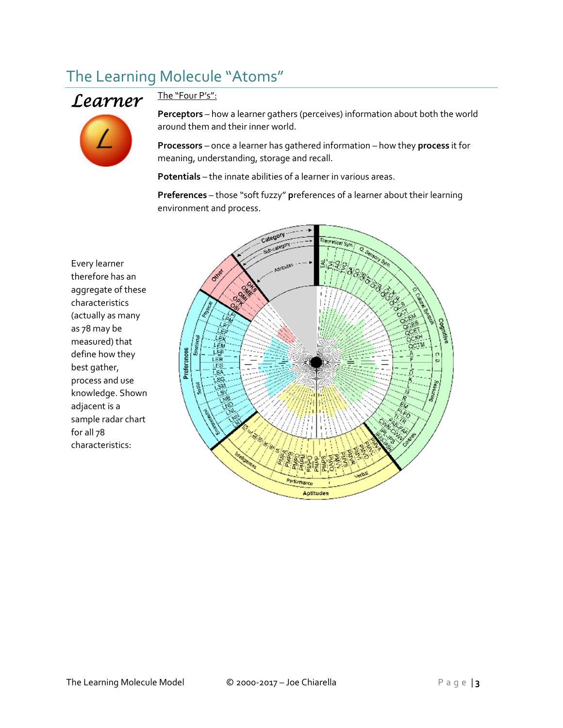# The Learning Molecule "Atoms"

## *Learner*

The "Four P's":

**Perceptors** – how a learner gathers (perceives) information about both the world around them and their inner world.

**Processors** – once a learner has gathered information – how they **process** it for meaning, understanding, storage and recall.

**Potentials** – the innate abilities of a learner in various areas.

**Preferences** – those "soft fuzzy" **p**references of a learner about their learning environment and process.

Every learner therefore has an aggregate of these characteristics (actually as many as 78 may be measured) that define how they best gather, process and use knowledge. Shown adjacent is a sample radar chart for all 78 characteristics: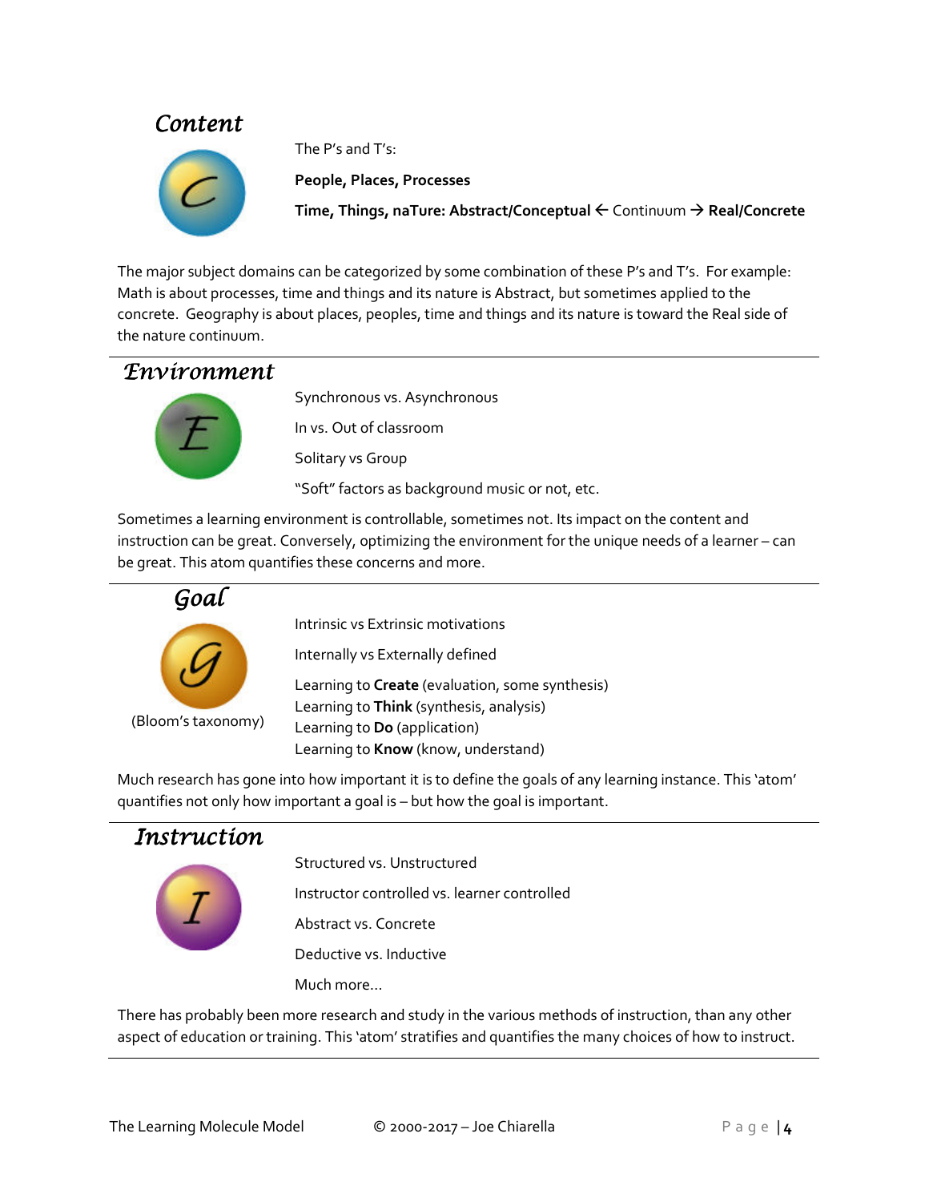## Content

The P's and T's:

**People, Places, Processes**

**Time, Things, naTure: Abstract/Conceptual** ← Continuum → **Real/Concrete**

The major subject domains can be categorized by some combination of these P's and T's. For example: Math is about processes, time and things and its nature is Abstract, but sometimes applied to the concrete. Geography is about places, peoples, time and things and its nature is toward the Real side of the nature continuum.

## Environment

Synchronous vs. Asynchronous

In vs. Out of classroom

Solitary vs Group

"Soft" factors as background music or not, etc.

Sometimes a learning environment is controllable, sometimes not. Its impact on the content and instruction can be great. Conversely, optimizing the environment for the unique needs of a learner – can be great. This atom quantifies these concerns and more.

## Goal

(Bloom's taxonomy)

Intrinsic vs Extrinsic motivations

Internally vs Externally defined

Learning to **Create** (evaluation, some synthesis)
Learning to **Think** (synthesis, analysis)
Learning to **Do** (application)
Learning to **Know** (know, understand)

Much research has gone into how important it is to define the goals of any learning instance. This 'atom' quantifies not only how important a goal is – but how the goal is important.

## Instruction

Structured vs. Unstructured

Instructor controlled vs. learner controlled

Abstract vs. Concrete

Deductive vs. Inductive

Much more…

There has probably been more research and study in the various methods of instruction, than any other aspect of education or training. This 'atom' stratifies and quantifies the many choices of how to instruct.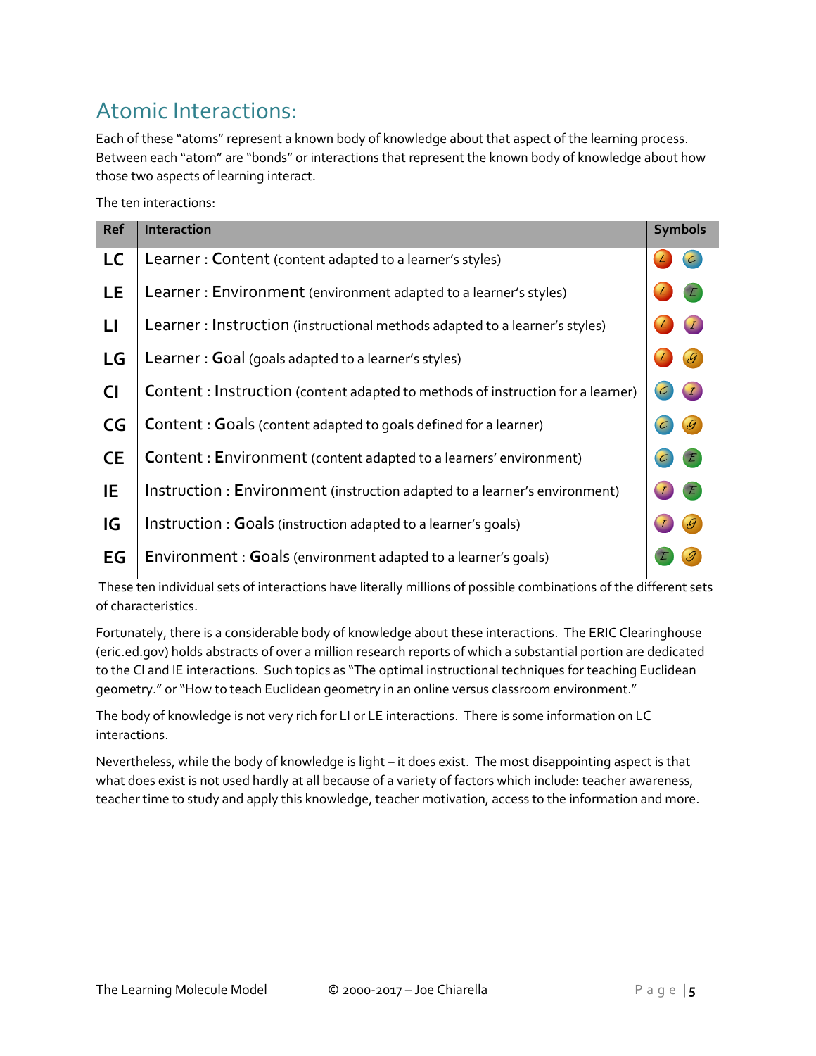## Atomic Interactions:

Each of these "atoms" represent a known body of knowledge about that aspect of the learning process. Between each "atom" are "bonds" or interactions that represent the known body of knowledge about how those two aspects of learning interact.

The ten interactions:

| Ref | Interaction | Symbols |
|---|---|---|
| **LC** | **L**earner : **C**ontent (content adapted to a learner's styles) | L C |
| **LE** | **L**earner : **E**nvironment (environment adapted to a learner's styles) | L E |
| **LI** | **L**earner : **I**nstruction (instructional methods adapted to a learner's styles) | L I |
| **LG** | **L**earner : **G**oal (goals adapted to a learner's styles) | L G |
| **CI** | **C**ontent : **I**nstruction (content adapted to methods of instruction for a learner) | C I |
| **CG** | **C**ontent : **G**oals (content adapted to goals defined for a learner) | C G |
| **CE** | **C**ontent : **E**nvironment (content adapted to a learners' environment) | C E |
| **IE** | **I**nstruction : **E**nvironment (instruction adapted to a learner's environment) | I E |
| **IG** | **I**nstruction : **G**oals (instruction adapted to a learner's goals) | I G |
| **EG** | **E**nvironment : **G**oals (environment adapted to a learner's goals) | E G |

These ten individual sets of interactions have literally millions of possible combinations of the different sets of characteristics.

Fortunately, there is a considerable body of knowledge about these interactions. The ERIC Clearinghouse (eric.ed.gov) holds abstracts of over a million research reports of which a substantial portion are dedicated to the CI and IE interactions. Such topics as "The optimal instructional techniques for teaching Euclidean geometry." or "How to teach Euclidean geometry in an online versus classroom environment."

The body of knowledge is not very rich for LI or LE interactions. There is some information on LC interactions.

Nevertheless, while the body of knowledge is light – it does exist. The most disappointing aspect is that what does exist is not used hardly at all because of a variety of factors which include: teacher awareness, teacher time to study and apply this knowledge, teacher motivation, access to the information and more.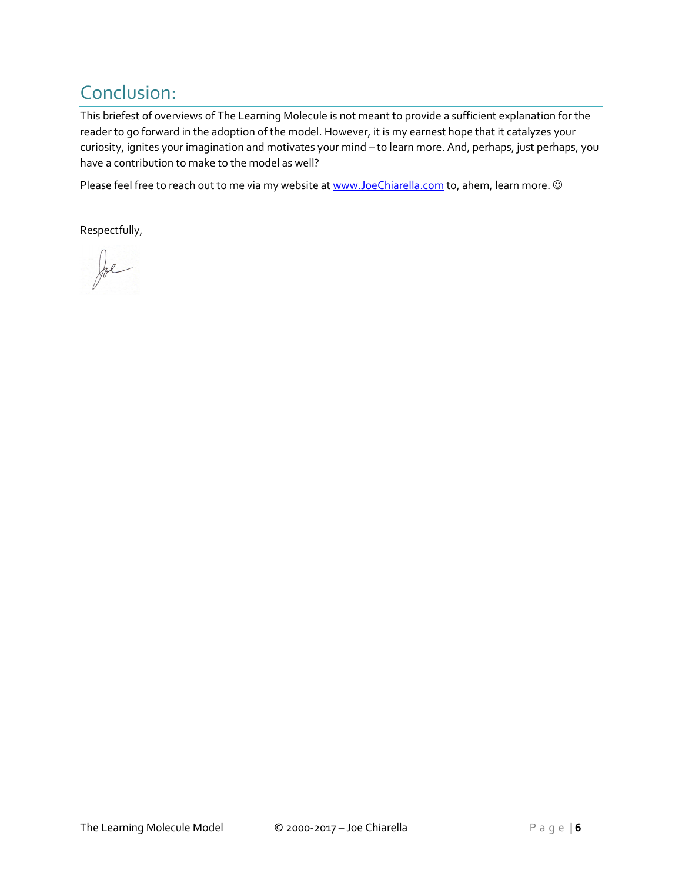## Conclusion:

This briefest of overviews of The Learning Molecule is not meant to provide a sufficient explanation for the reader to go forward in the adoption of the model. However, it is my earnest hope that it catalyzes your curiosity, ignites your imagination and motivates your mind – to learn more. And, perhaps, just perhaps, you have a contribution to make to the model as well?

Please feel free to reach out to me via my website at [www.JoeChiarella.com](http://www.JoeChiarella.com) to, ahem, learn more. ☺

Respectfully,

Joe